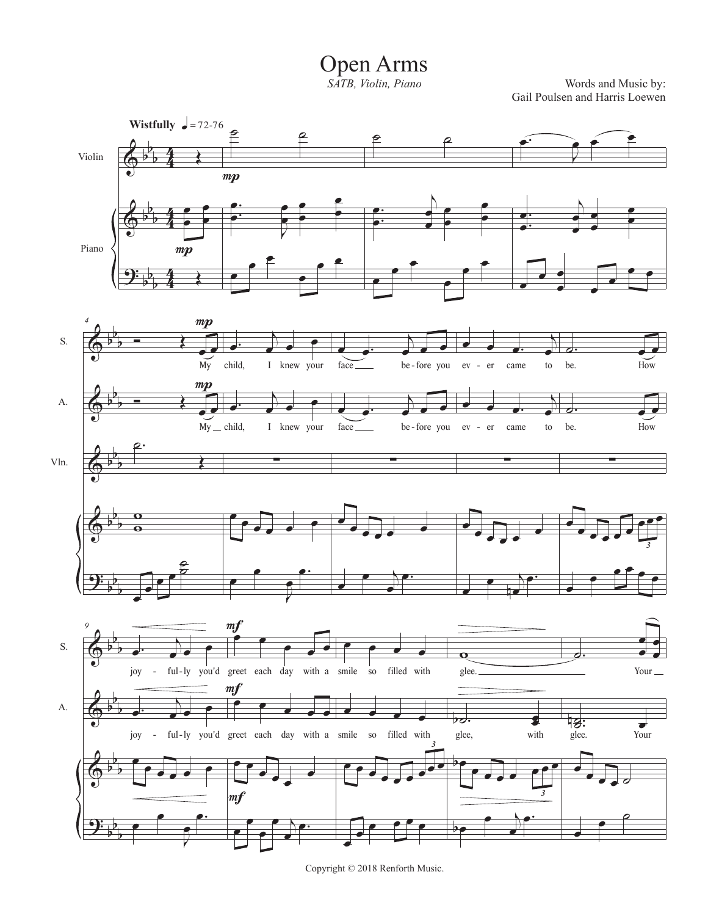# Open Arms

*SATB, Violin, Piano*

Words and Music by:
Gail Poulsen and Harris Loewen

Copyright © 2018 Renforth Music.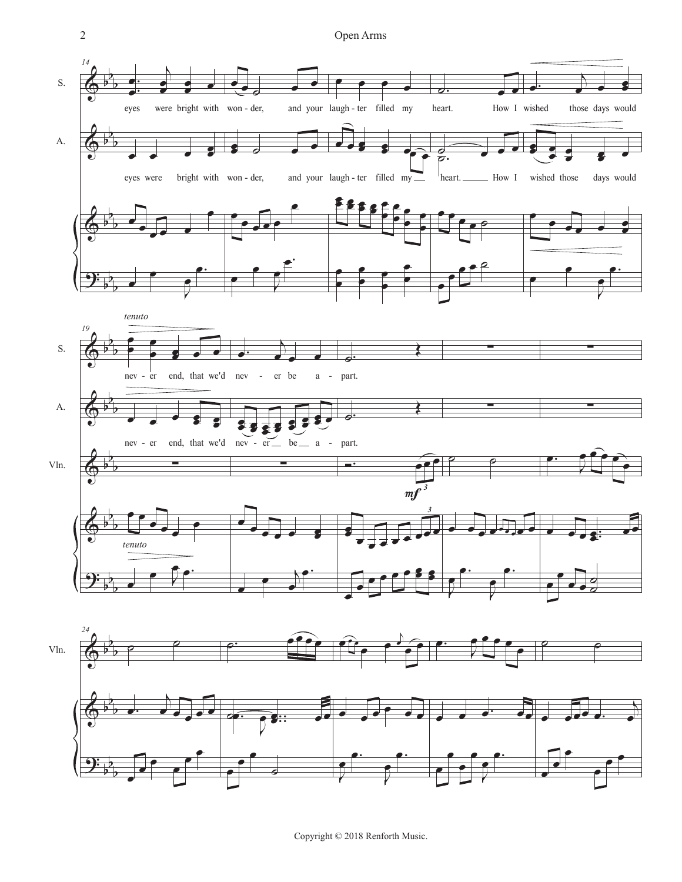eyes were bright with won - der, and your laugh - ter filled my heart. How I wished those days would

nev - er end, that we'd nev - er be a - part.

Copyright © 2018 Renforth Music.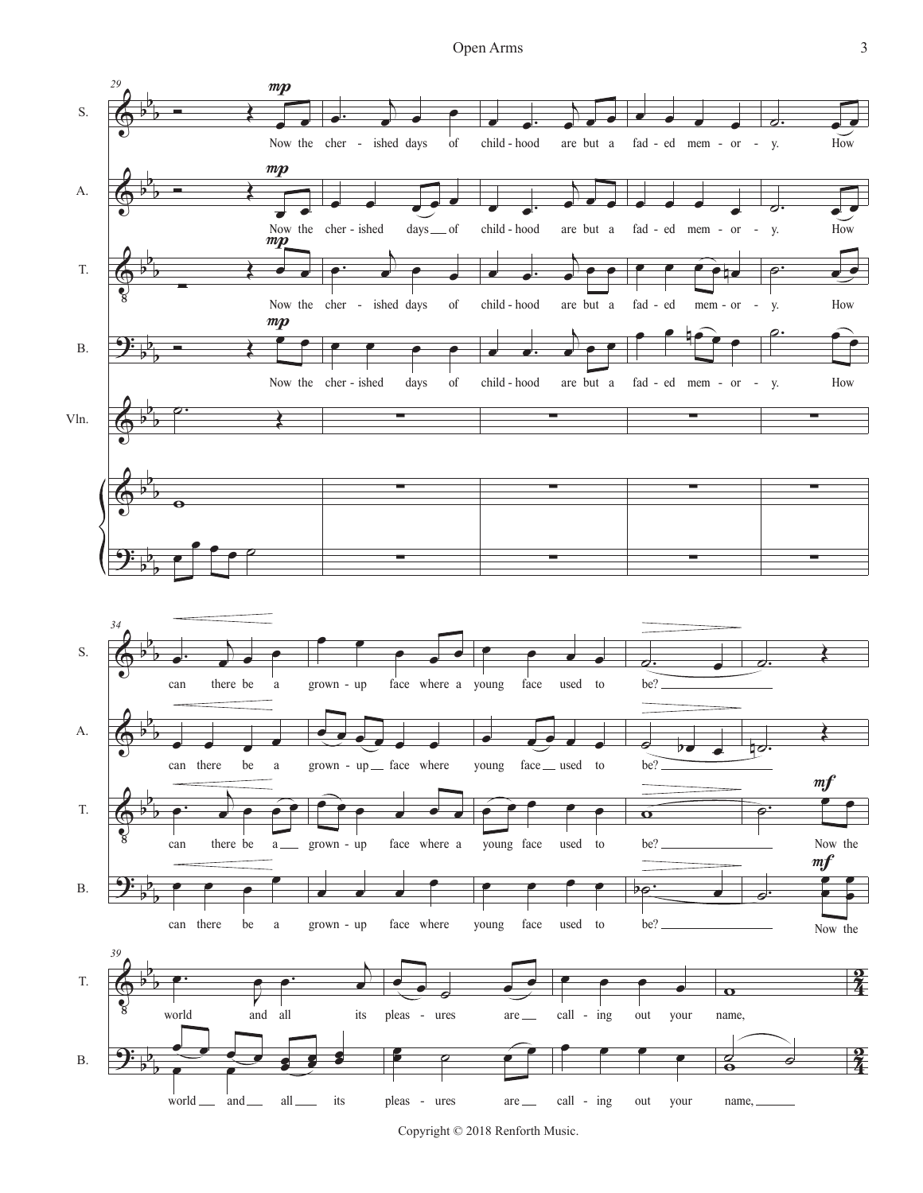Now the cherished days of childhood are but a faded memory.

How can there be a grown-up face where a young face used to be?

Now the world and all its pleasures are calling out your name,